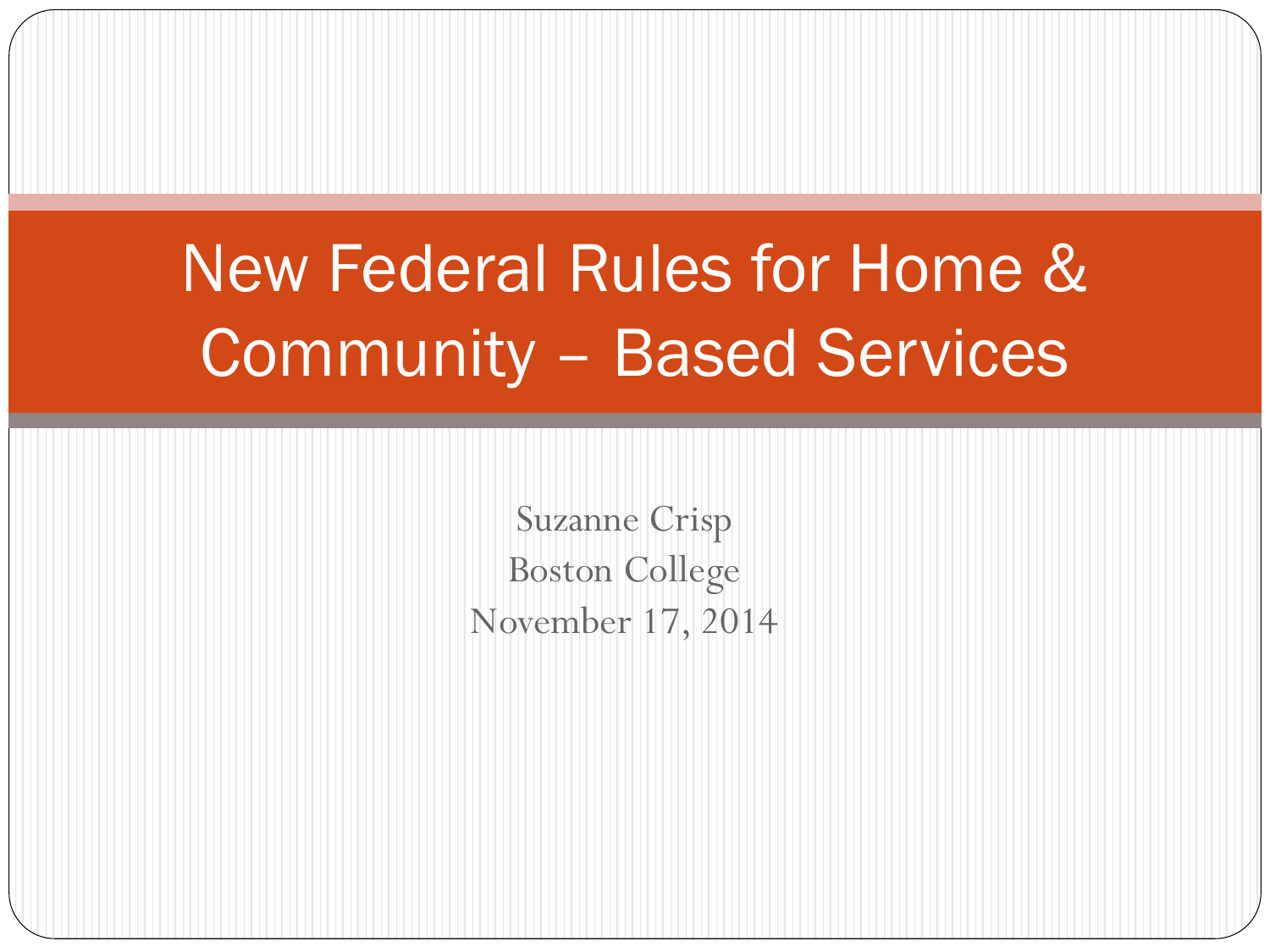# New Federal Rules for Home & Community – Based Services

Suzanne Crisp
Boston College
November 17, 2014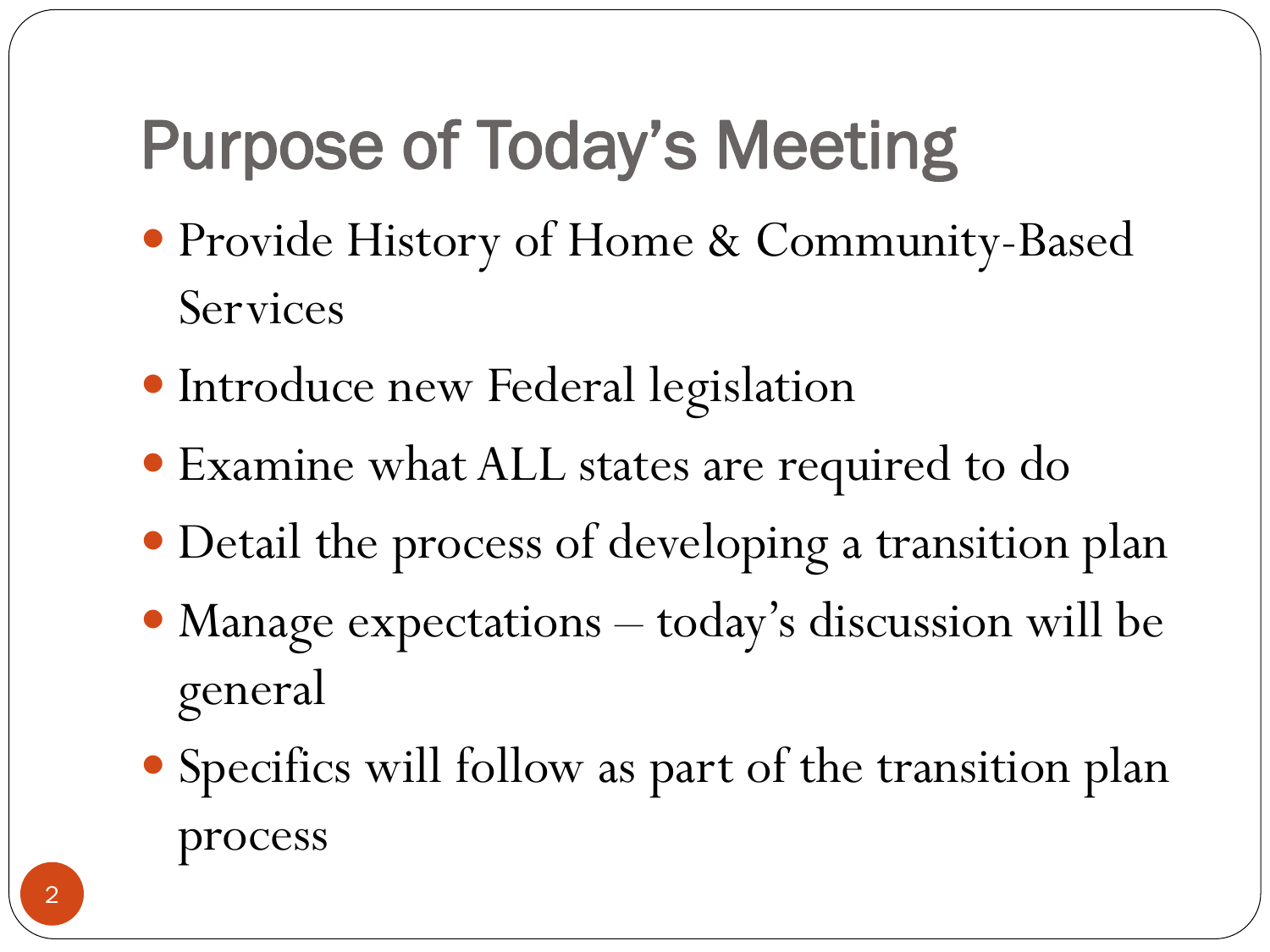# Purpose of Today's Meeting

- Provide History of Home & Community-Based Services
- Introduce new Federal legislation
- Examine what ALL states are required to do
- Detail the process of developing a transition plan
- Manage expectations – today's discussion will be general
- Specifics will follow as part of the transition plan process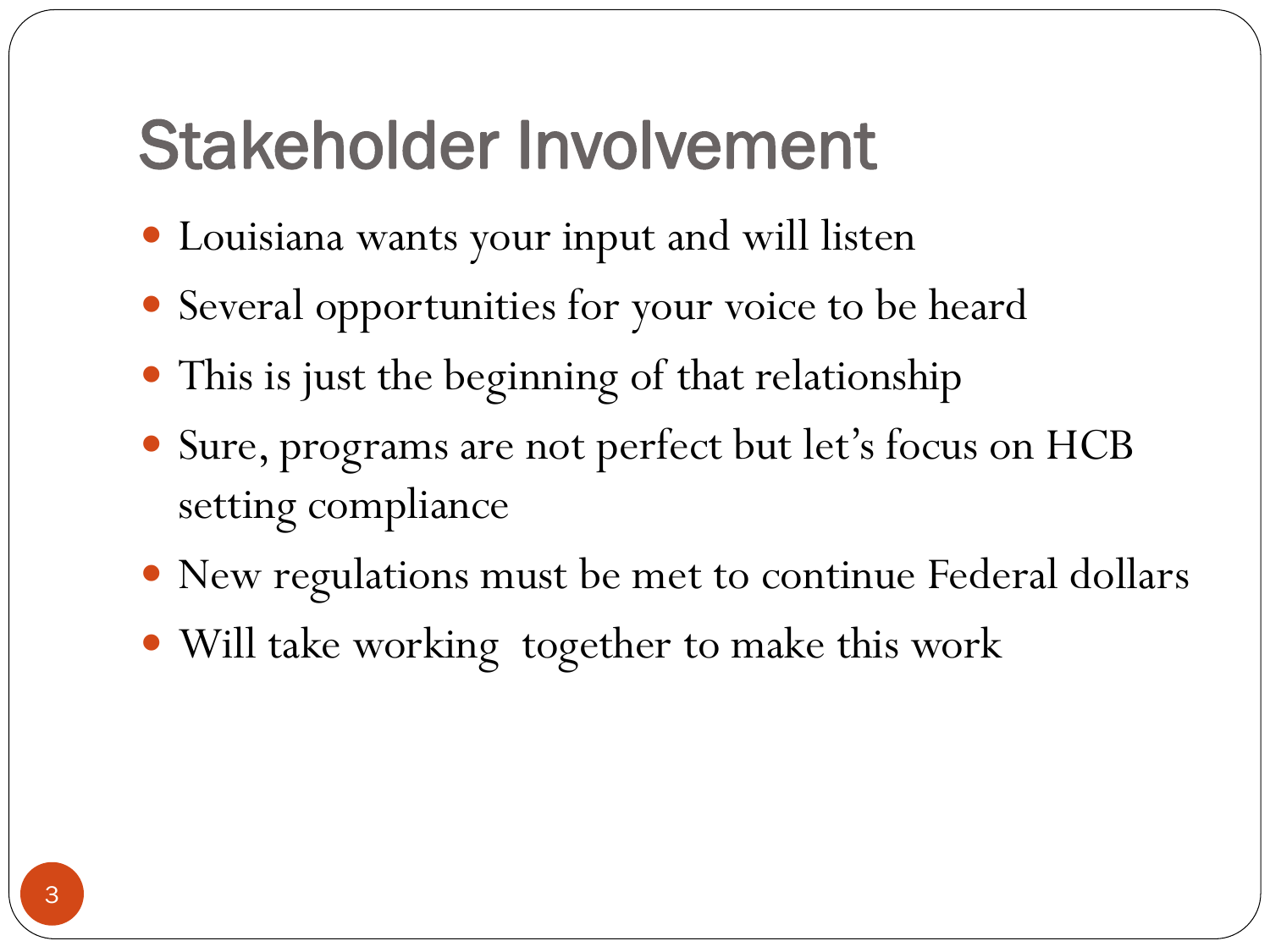# Stakeholder Involvement

- Louisiana wants your input and will listen
- Several opportunities for your voice to be heard
- This is just the beginning of that relationship
- Sure, programs are not perfect but let's focus on HCB setting compliance
- New regulations must be met to continue Federal dollars
- Will take working together to make this work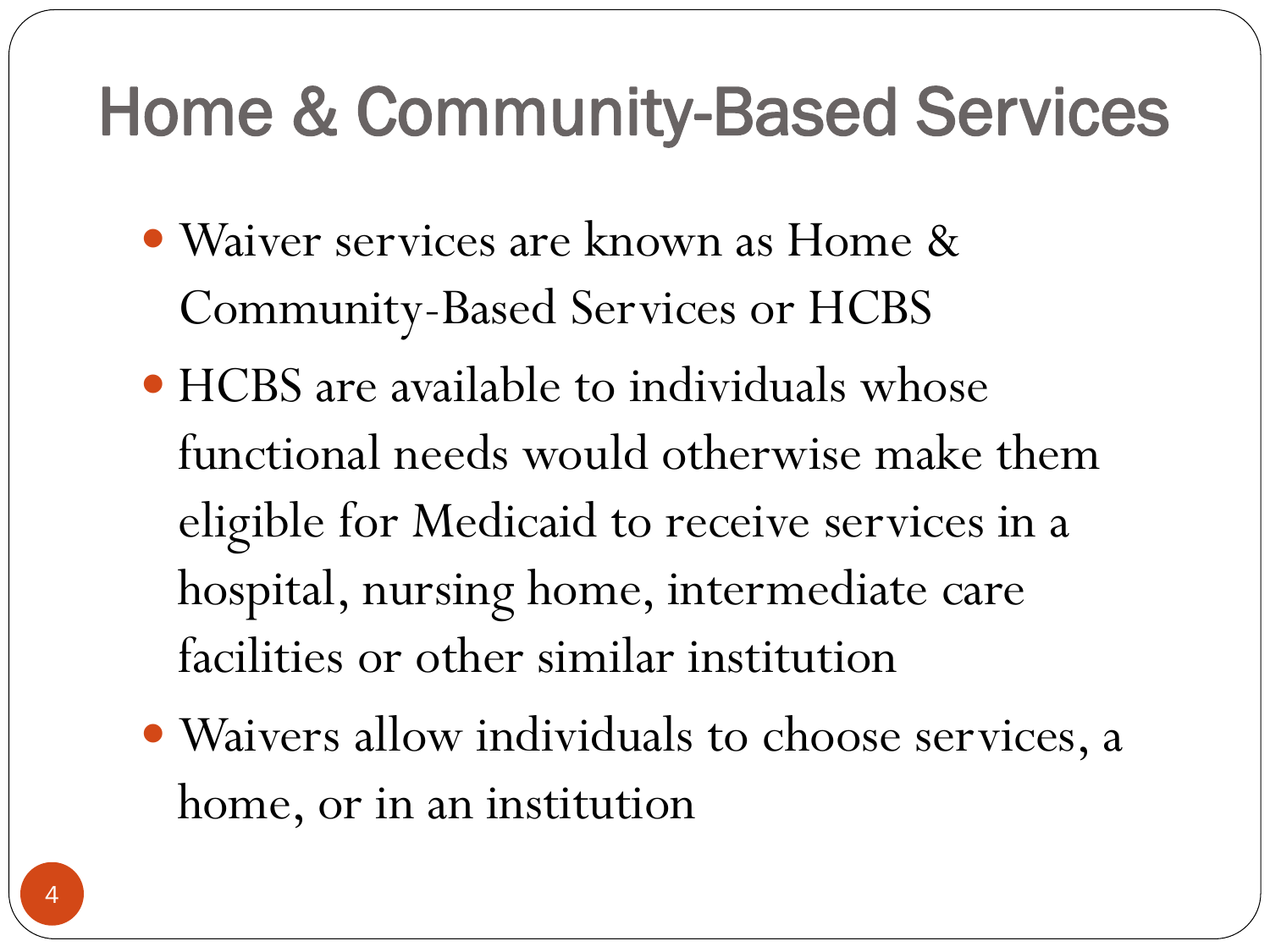# Home & Community-Based Services

- Waiver services are known as Home & Community-Based Services or HCBS
- HCBS are available to individuals whose functional needs would otherwise make them eligible for Medicaid to receive services in a hospital, nursing home, intermediate care facilities or other similar institution
- Waivers allow individuals to choose services, a home, or in an institution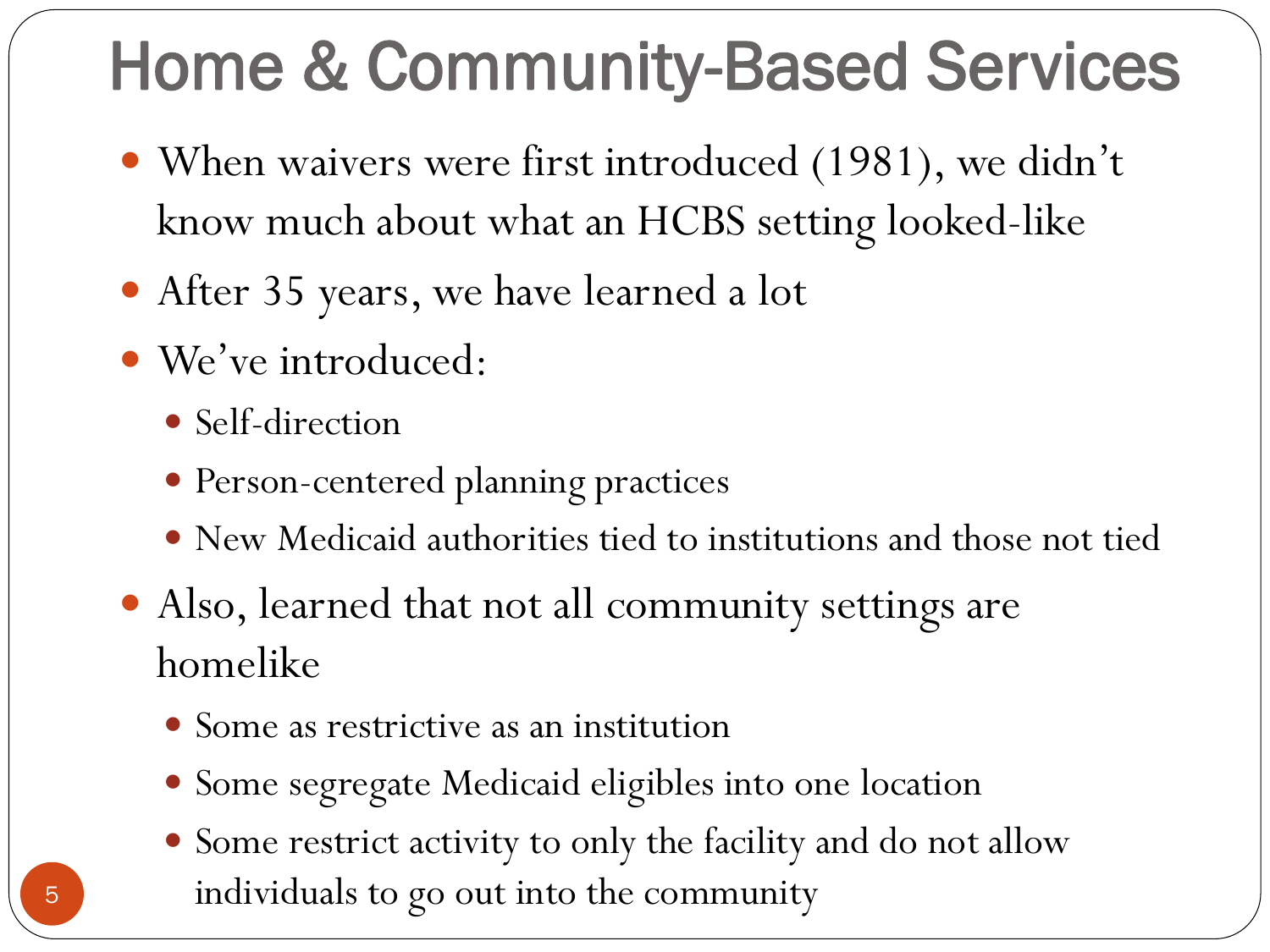# Home & Community-Based Services

- When waivers were first introduced (1981), we didn’t know much about what an HCBS setting looked-like
- After 35 years, we have learned a lot
- We’ve introduced:
  - Self-direction
  - Person-centered planning practices
  - New Medicaid authorities tied to institutions and those not tied
- Also, learned that not all community settings are homelike
  - Some as restrictive as an institution
  - Some segregate Medicaid eligibles into one location
  - Some restrict activity to only the facility and do not allow individuals to go out into the community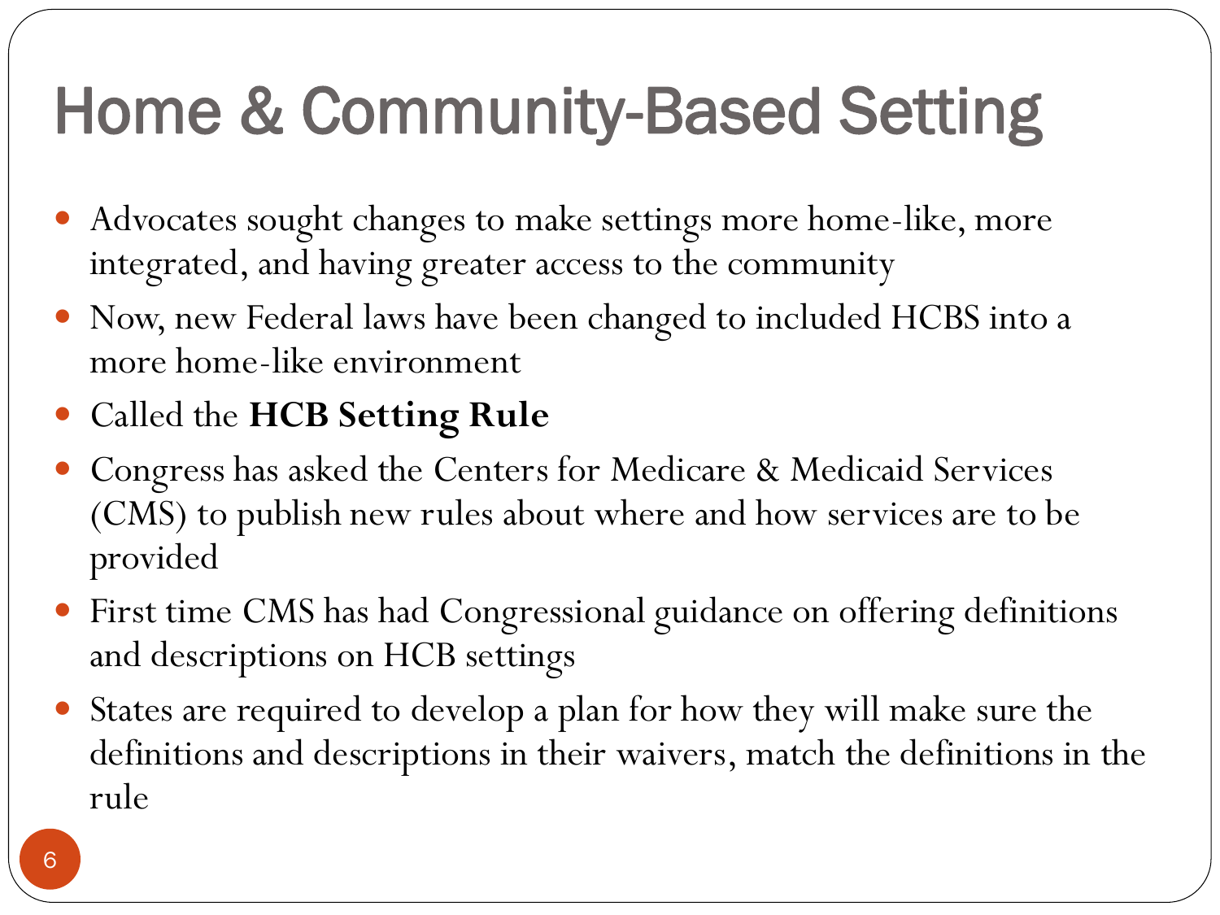# Home & Community-Based Setting

- Advocates sought changes to make settings more home-like, more integrated, and having greater access to the community
- Now, new Federal laws have been changed to included HCBS into a more home-like environment
- Called the **HCB Setting Rule**
- Congress has asked the Centers for Medicare & Medicaid Services (CMS) to publish new rules about where and how services are to be provided
- First time CMS has had Congressional guidance on offering definitions and descriptions on HCB settings
- States are required to develop a plan for how they will make sure the definitions and descriptions in their waivers, match the definitions in the rule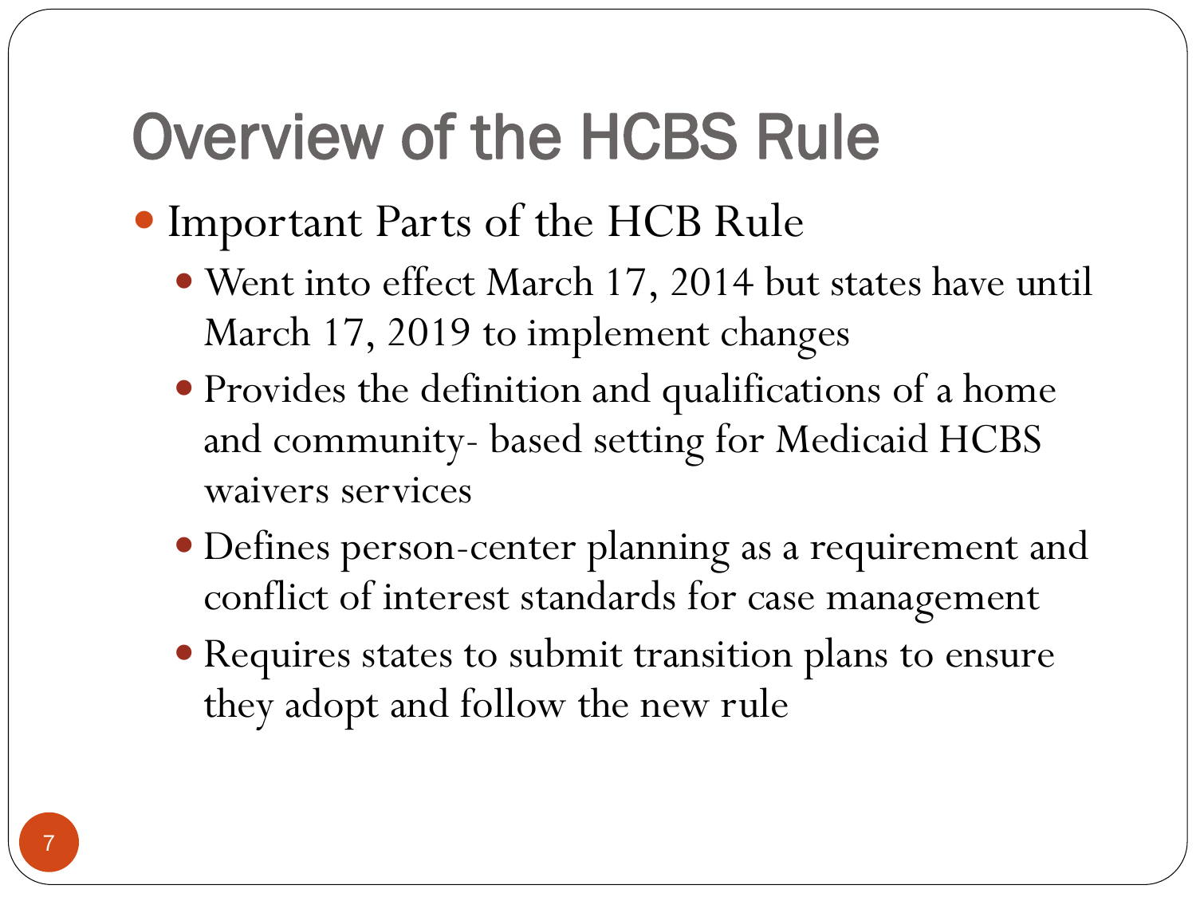# Overview of the HCBS Rule

- Important Parts of the HCB Rule
  - Went into effect March 17, 2014 but states have until March 17, 2019 to implement changes
  - Provides the definition and qualifications of a home and community- based setting for Medicaid HCBS waivers services
  - Defines person-center planning as a requirement and conflict of interest standards for case management
  - Requires states to submit transition plans to ensure they adopt and follow the new rule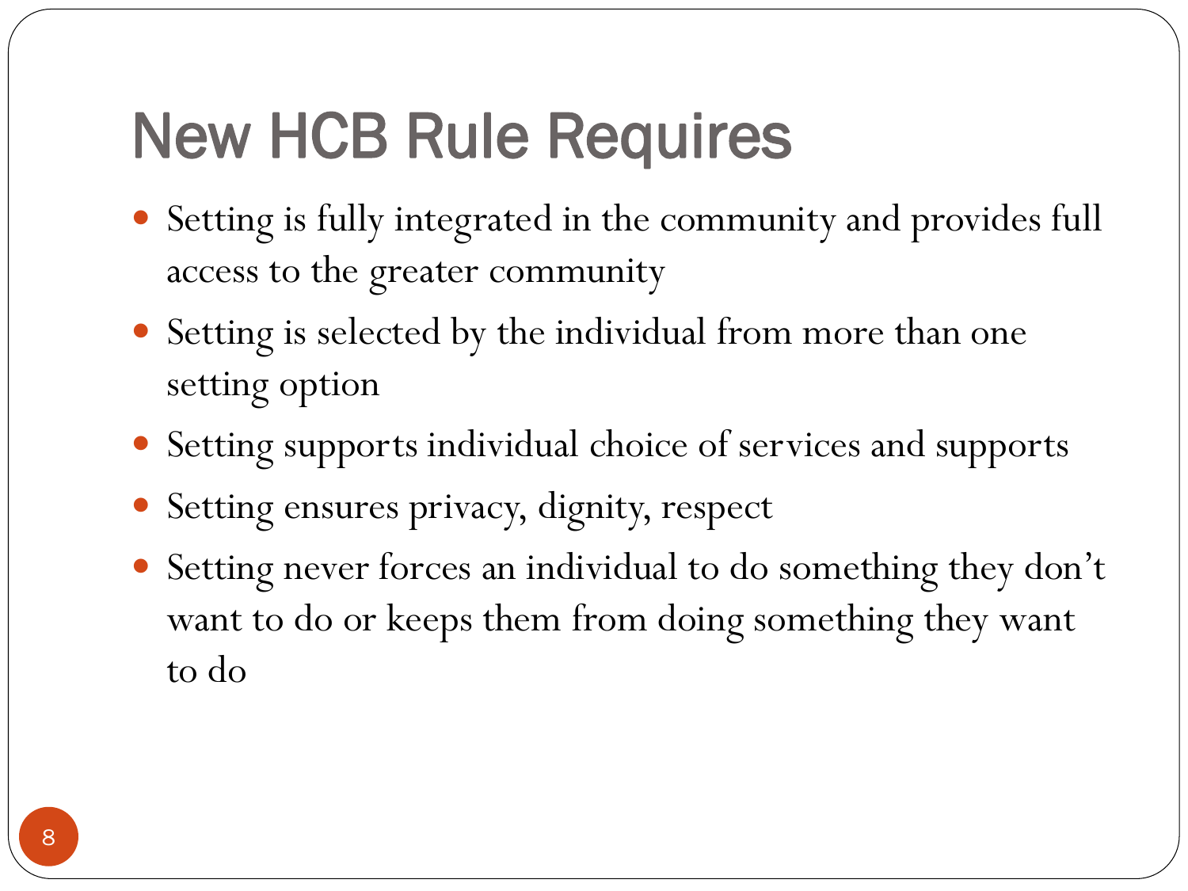# New HCB Rule Requires

- Setting is fully integrated in the community and provides full access to the greater community
- Setting is selected by the individual from more than one setting option
- Setting supports individual choice of services and supports
- Setting ensures privacy, dignity, respect
- Setting never forces an individual to do something they don't want to do or keeps them from doing something they want to do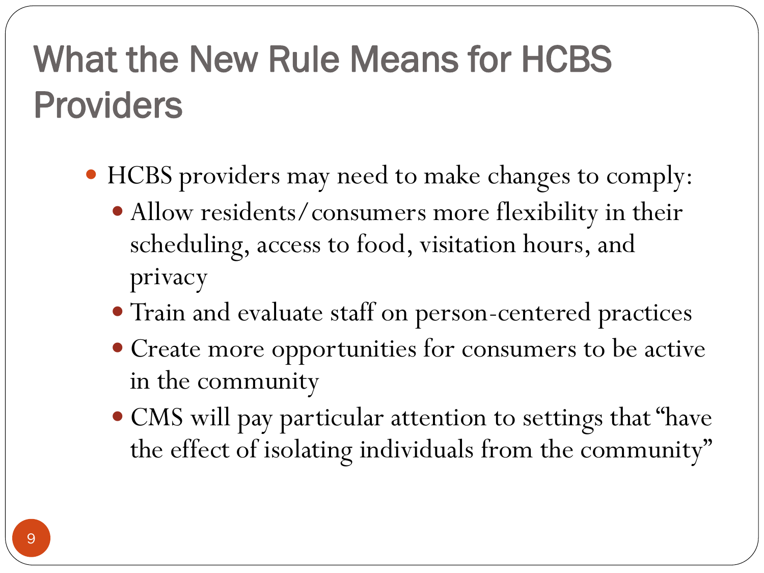# What the New Rule Means for HCBS Providers

- HCBS providers may need to make changes to comply:
  - Allow residents/consumers more flexibility in their scheduling, access to food, visitation hours, and privacy
  - Train and evaluate staff on person-centered practices
  - Create more opportunities for consumers to be active in the community
  - CMS will pay particular attention to settings that "have the effect of isolating individuals from the community"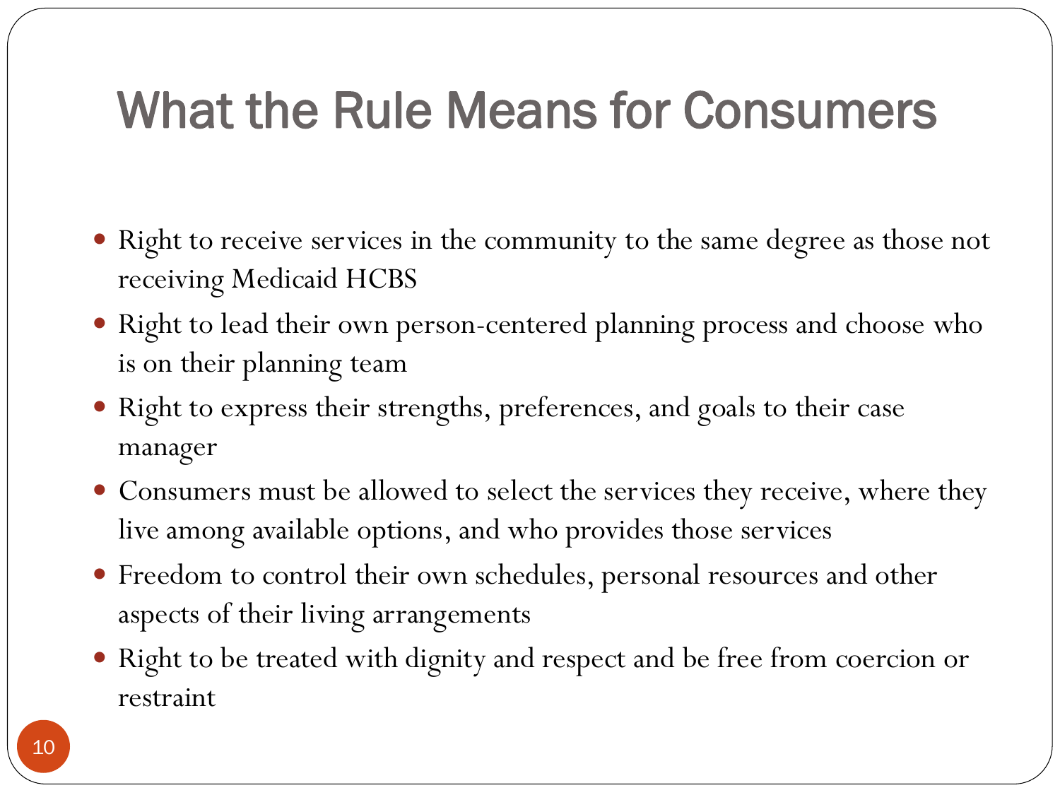# What the Rule Means for Consumers

- Right to receive services in the community to the same degree as those not receiving Medicaid HCBS
- Right to lead their own person-centered planning process and choose who is on their planning team
- Right to express their strengths, preferences, and goals to their case manager
- Consumers must be allowed to select the services they receive, where they live among available options, and who provides those services
- Freedom to control their own schedules, personal resources and other aspects of their living arrangements
- Right to be treated with dignity and respect and be free from coercion or restraint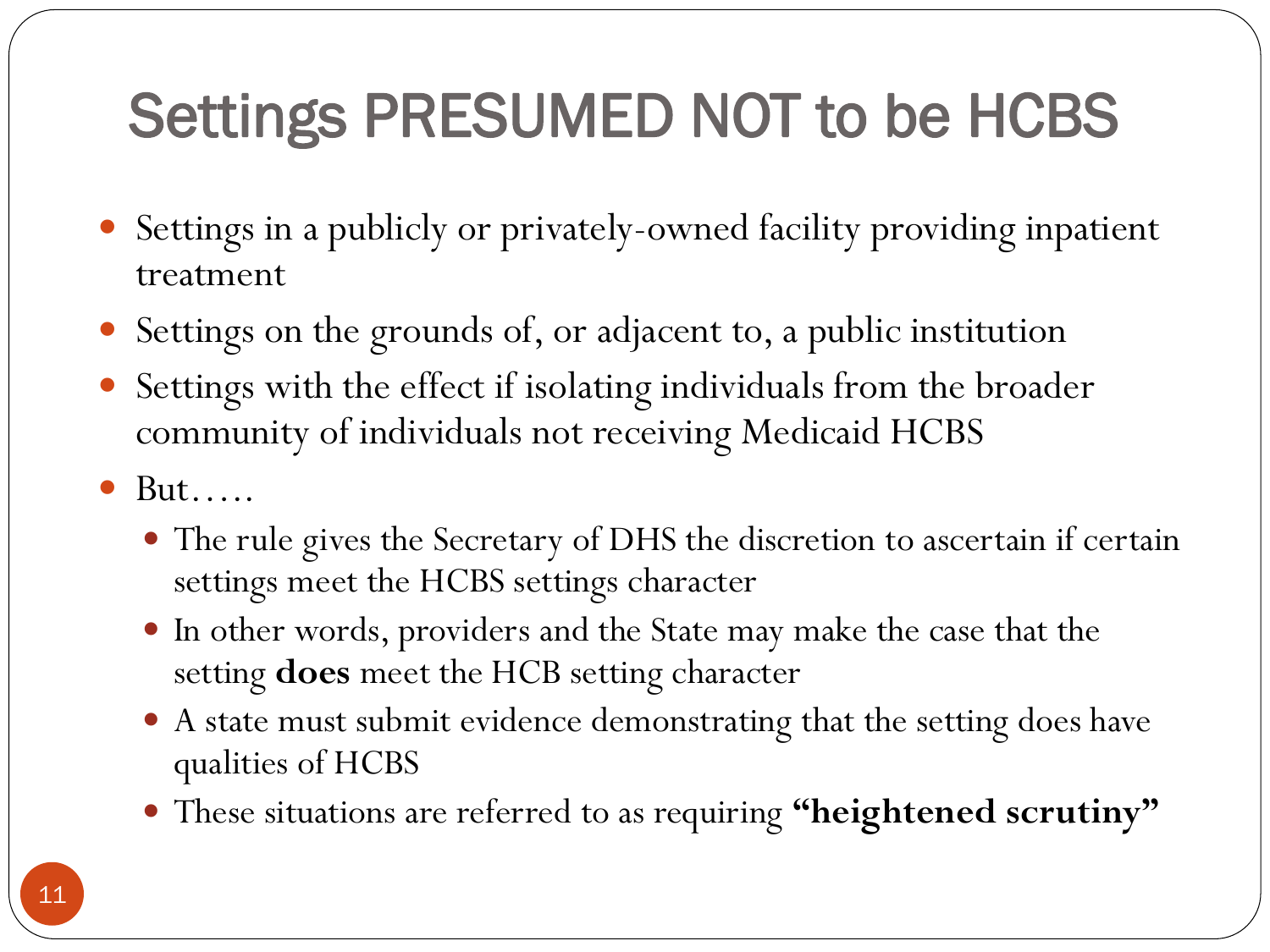# Settings PRESUMED NOT to be HCBS

- Settings in a publicly or privately-owned facility providing inpatient treatment
- Settings on the grounds of, or adjacent to, a public institution
- Settings with the effect if isolating individuals from the broader community of individuals not receiving Medicaid HCBS
- But…..
  - The rule gives the Secretary of DHS the discretion to ascertain if certain settings meet the HCBS settings character
  - In other words, providers and the State may make the case that the setting **does** meet the HCB setting character
  - A state must submit evidence demonstrating that the setting does have qualities of HCBS
  - These situations are referred to as requiring **"heightened scrutiny"**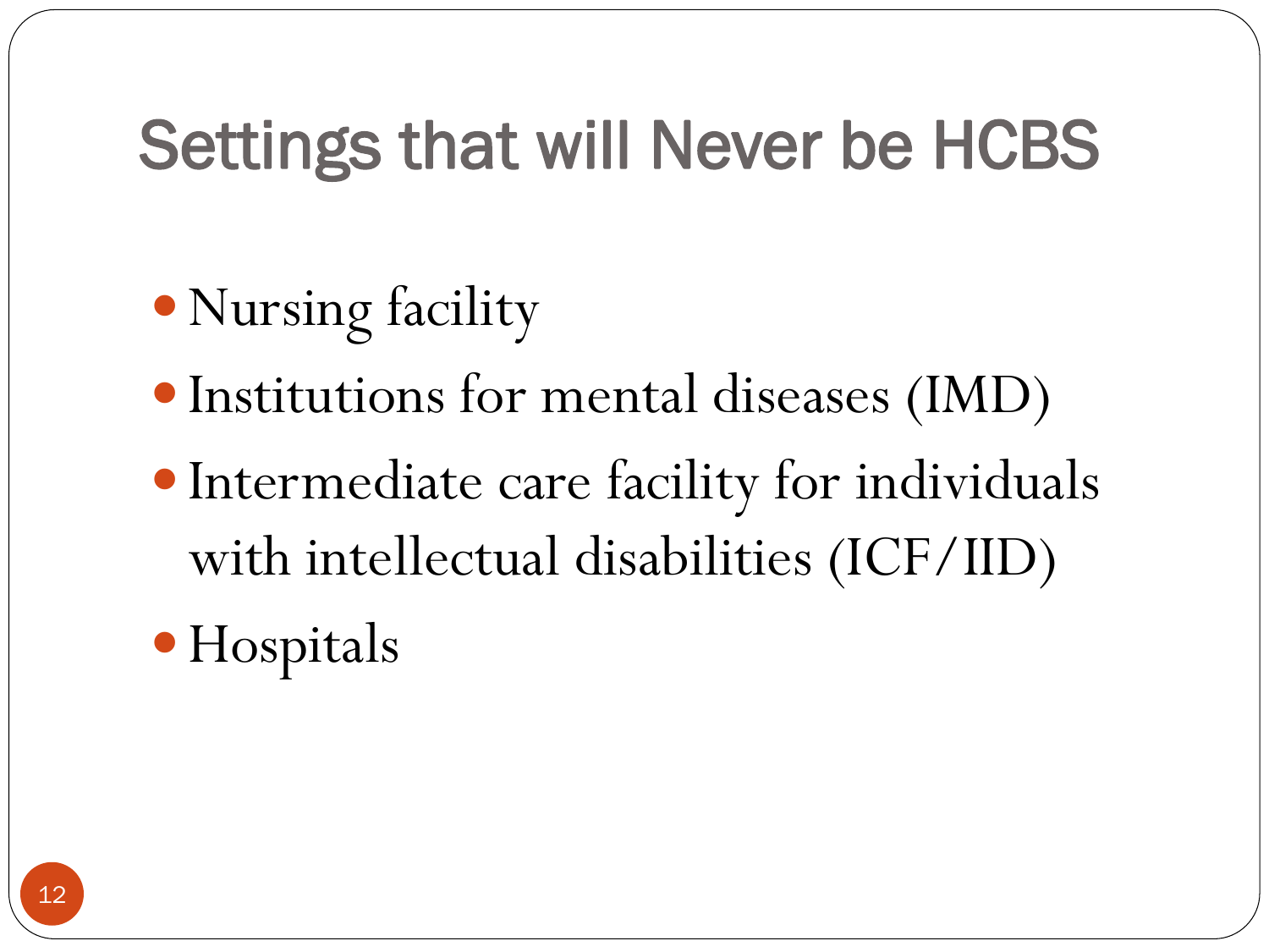# Settings that will Never be HCBS

- Nursing facility
- Institutions for mental diseases (IMD)
- Intermediate care facility for individuals with intellectual disabilities (ICF/IID)
- Hospitals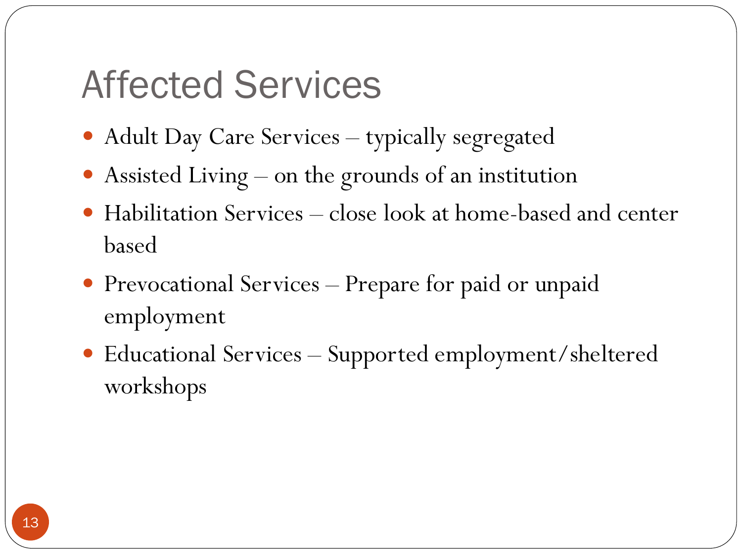# Affected Services

- Adult Day Care Services – typically segregated
- Assisted Living – on the grounds of an institution
- Habilitation Services – close look at home-based and center based
- Prevocational Services – Prepare for paid or unpaid employment
- Educational Services – Supported employment/sheltered workshops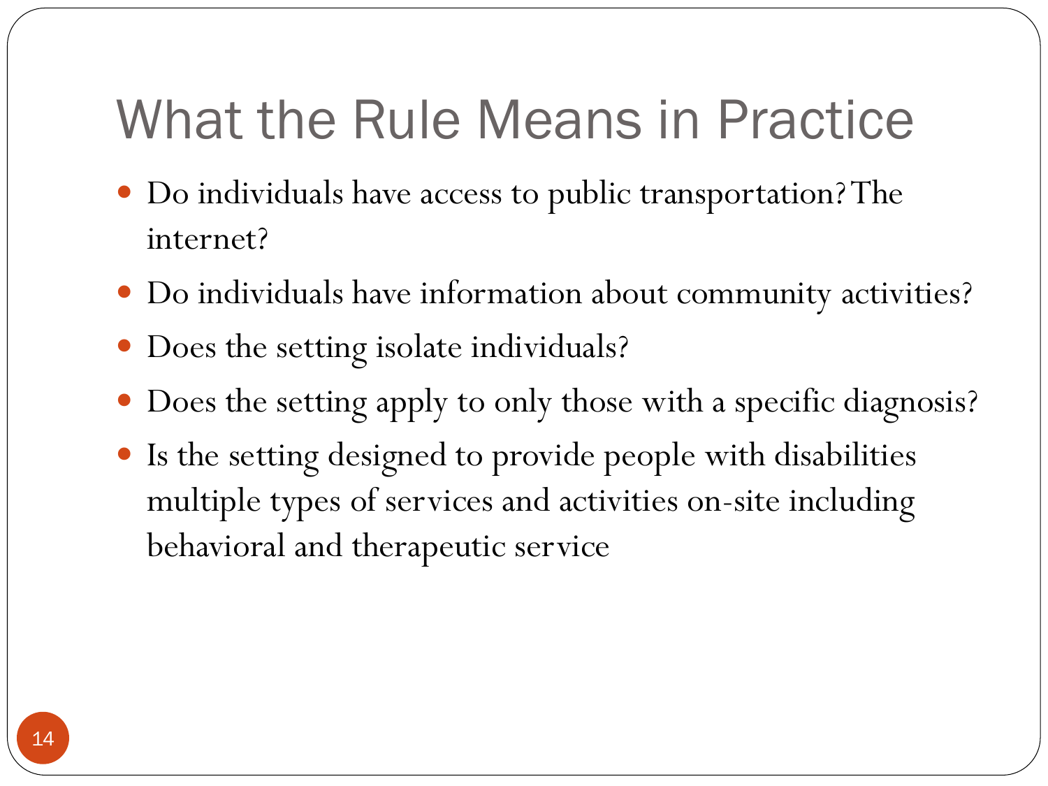# What the Rule Means in Practice

- Do individuals have access to public transportation? The internet?
- Do individuals have information about community activities?
- Does the setting isolate individuals?
- Does the setting apply to only those with a specific diagnosis?
- Is the setting designed to provide people with disabilities multiple types of services and activities on-site including behavioral and therapeutic service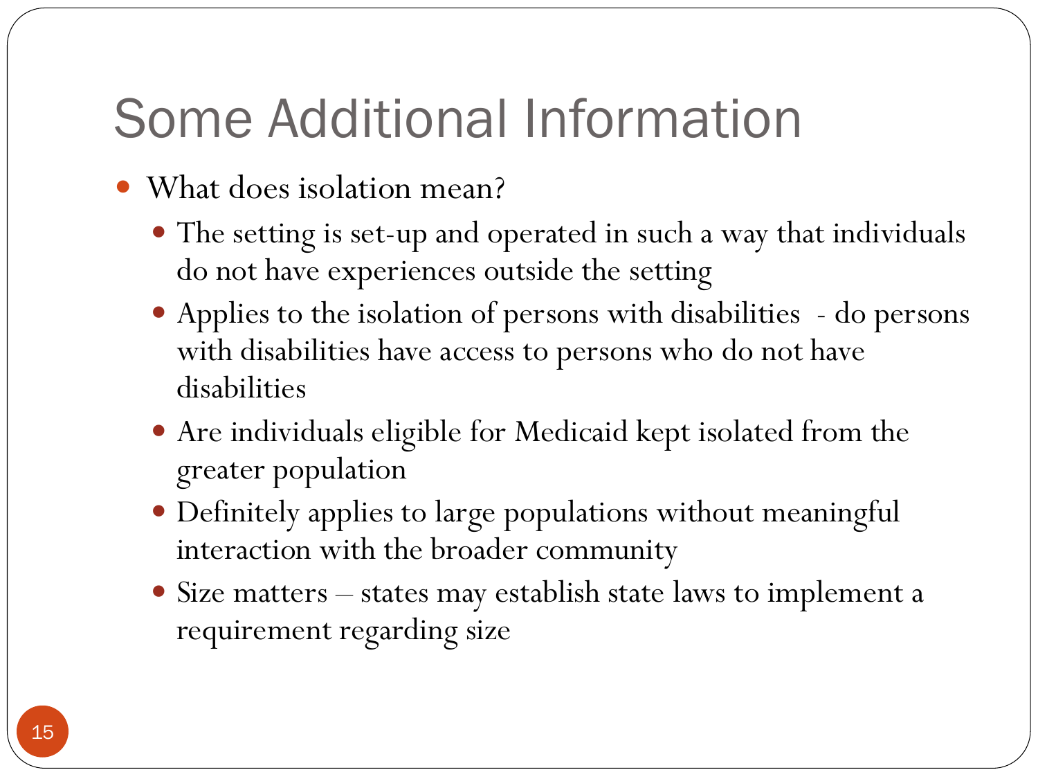# Some Additional Information

- What does isolation mean?
  - The setting is set-up and operated in such a way that individuals do not have experiences outside the setting
  - Applies to the isolation of persons with disabilities - do persons with disabilities have access to persons who do not have disabilities
  - Are individuals eligible for Medicaid kept isolated from the greater population
  - Definitely applies to large populations without meaningful interaction with the broader community
  - Size matters – states may establish state laws to implement a requirement regarding size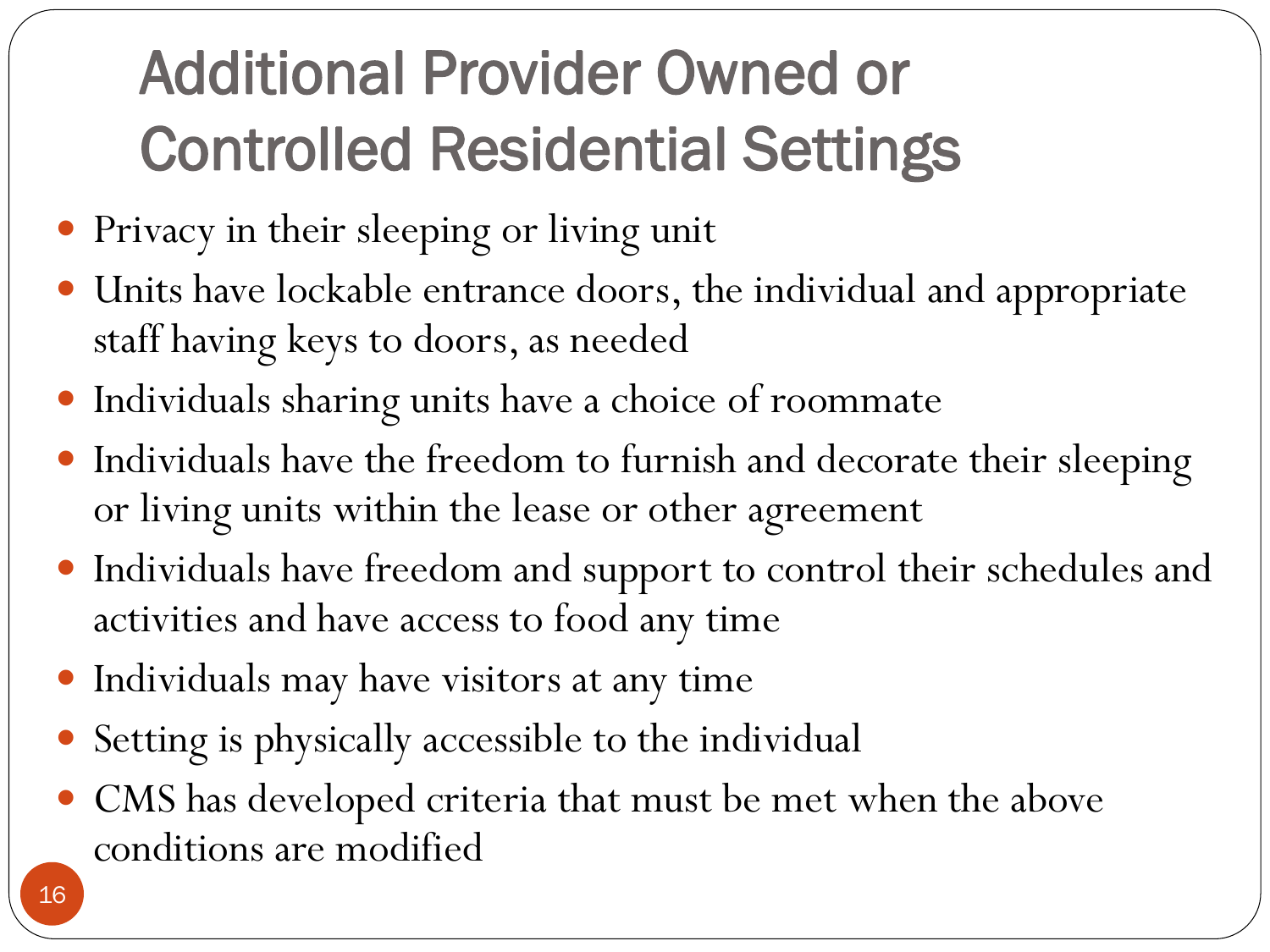# Additional Provider Owned or Controlled Residential Settings

- Privacy in their sleeping or living unit
- Units have lockable entrance doors, the individual and appropriate staff having keys to doors, as needed
- Individuals sharing units have a choice of roommate
- Individuals have the freedom to furnish and decorate their sleeping or living units within the lease or other agreement
- Individuals have freedom and support to control their schedules and activities and have access to food any time
- Individuals may have visitors at any time
- Setting is physically accessible to the individual
- CMS has developed criteria that must be met when the above conditions are modified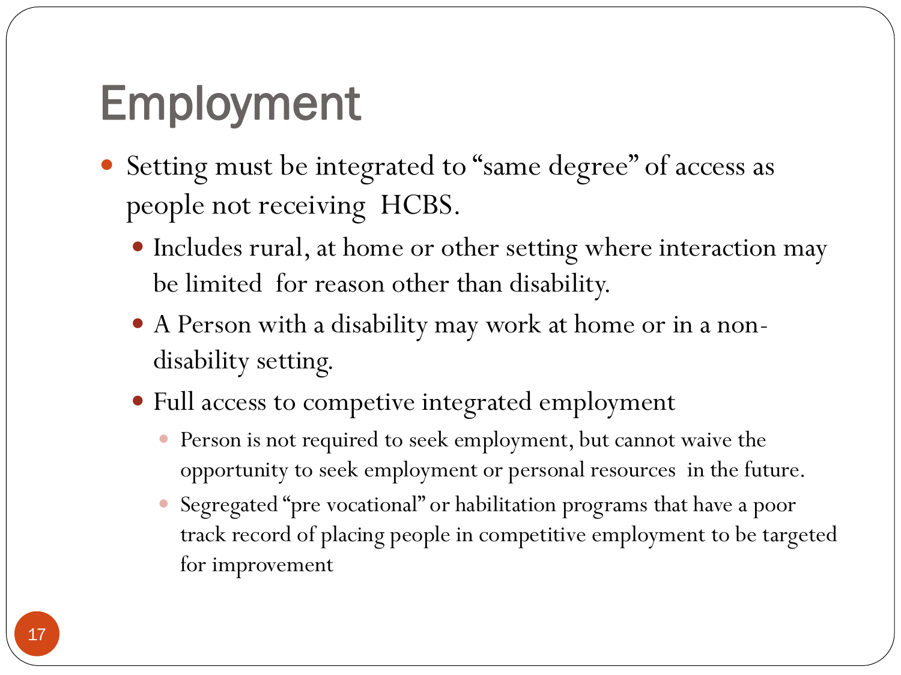# Employment

- Setting must be integrated to "same degree" of access as people not receiving HCBS.
  - Includes rural, at home or other setting where interaction may be limited for reason other than disability.
  - A Person with a disability may work at home or in a non-disability setting.
  - Full access to competive integrated employment
    - Person is not required to seek employment, but cannot waive the opportunity to seek employment or personal resources in the future.
    - Segregated "pre vocational" or habilitation programs that have a poor track record of placing people in competitive employment to be targeted for improvement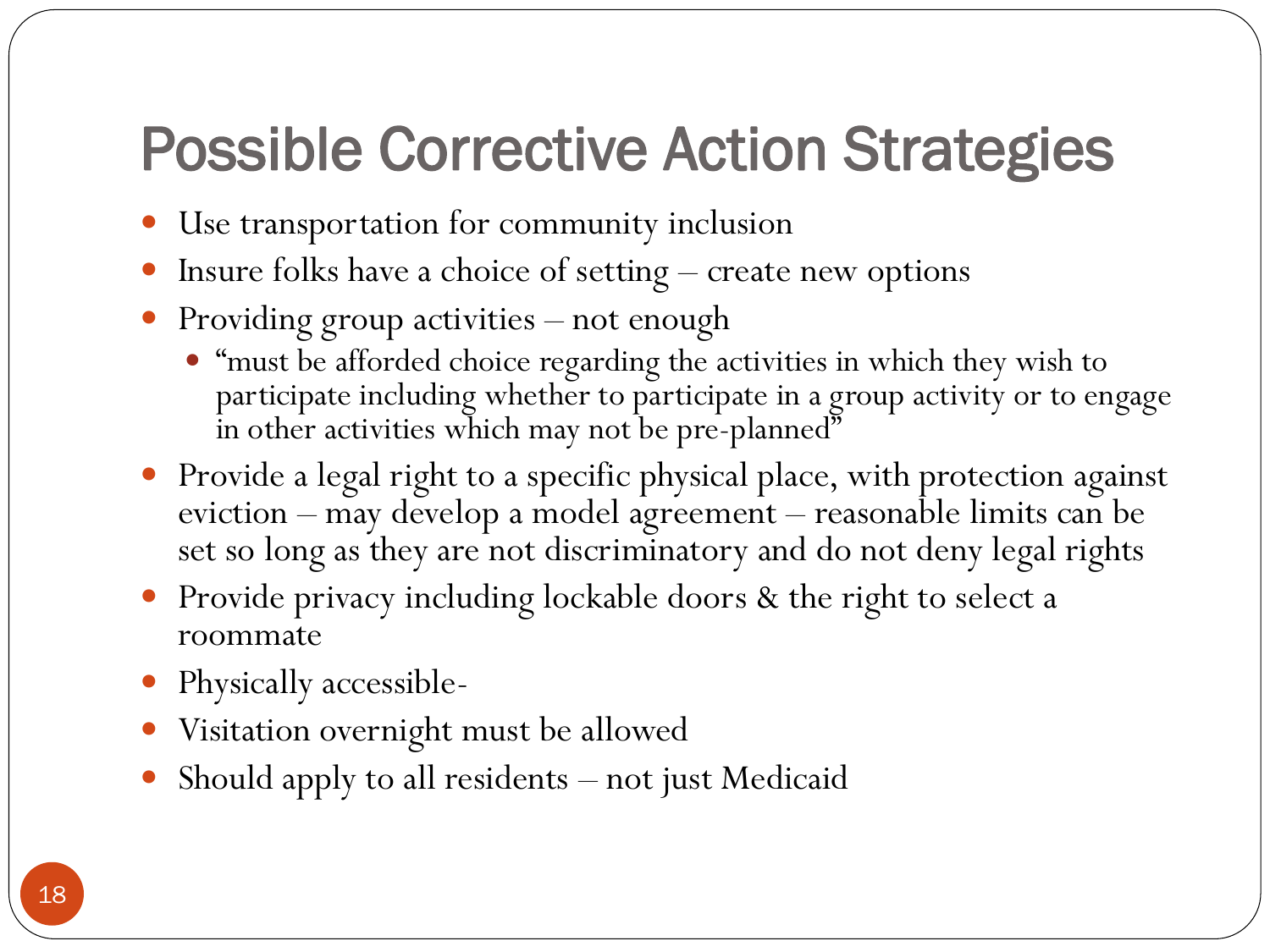# Possible Corrective Action Strategies

- Use transportation for community inclusion
- Insure folks have a choice of setting – create new options
- Providing group activities – not enough
  - "must be afforded choice regarding the activities in which they wish to participate including whether to participate in a group activity or to engage in other activities which may not be pre-planned"
- Provide a legal right to a specific physical place, with protection against eviction – may develop a model agreement – reasonable limits can be set so long as they are not discriminatory and do not deny legal rights
- Provide privacy including lockable doors & the right to select a roommate
- Physically accessible-
- Visitation overnight must be allowed
- Should apply to all residents – not just Medicaid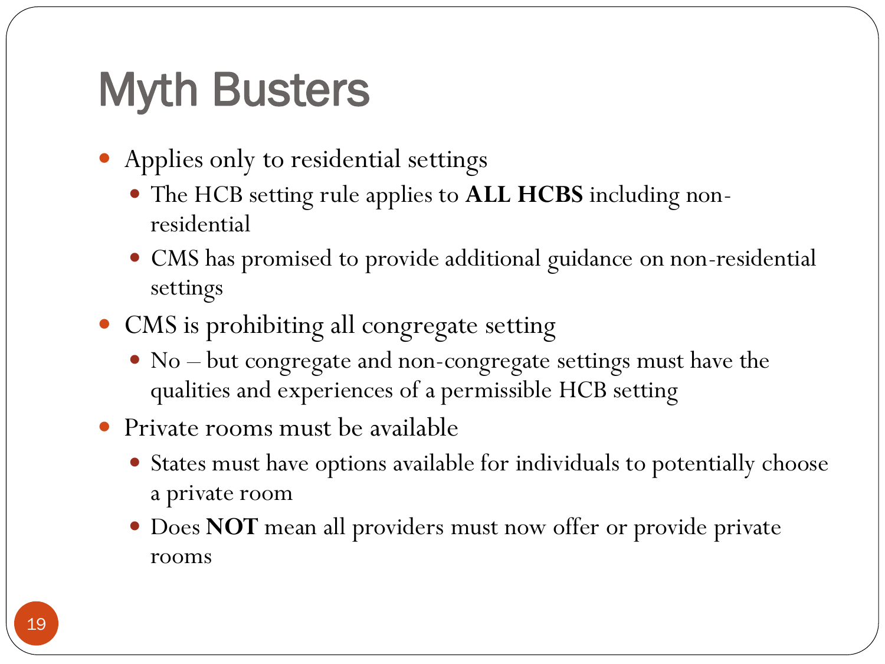# Myth Busters

- Applies only to residential settings
  - The HCB setting rule applies to **ALL HCBS** including non-residential
  - CMS has promised to provide additional guidance on non-residential settings
- CMS is prohibiting all congregate setting
  - No – but congregate and non-congregate settings must have the qualities and experiences of a permissible HCB setting
- Private rooms must be available
  - States must have options available for individuals to potentially choose a private room
  - Does **NOT** mean all providers must now offer or provide private rooms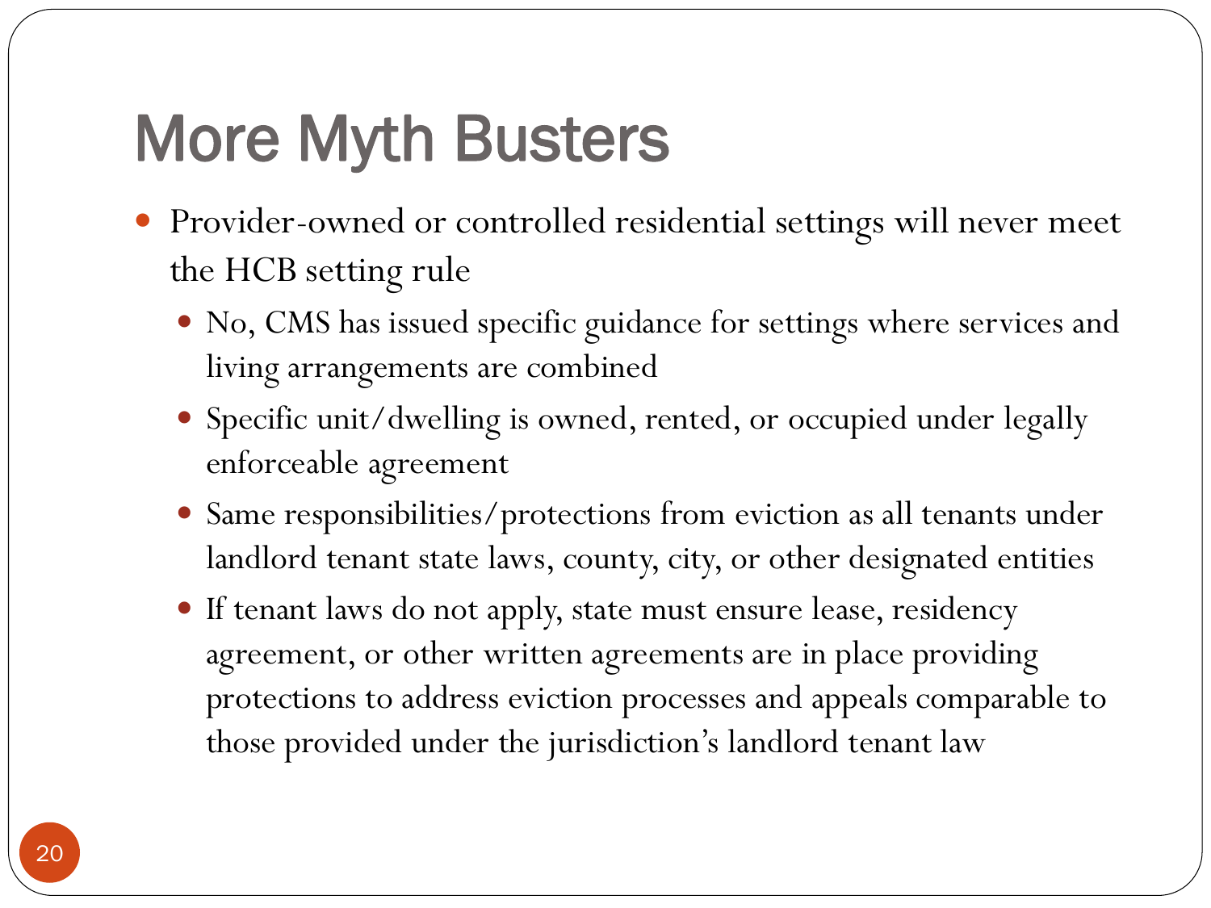# More Myth Busters

- Provider-owned or controlled residential settings will never meet the HCB setting rule
  - No, CMS has issued specific guidance for settings where services and living arrangements are combined
  - Specific unit/dwelling is owned, rented, or occupied under legally enforceable agreement
  - Same responsibilities/protections from eviction as all tenants under landlord tenant state laws, county, city, or other designated entities
  - If tenant laws do not apply, state must ensure lease, residency agreement, or other written agreements are in place providing protections to address eviction processes and appeals comparable to those provided under the jurisdiction's landlord tenant law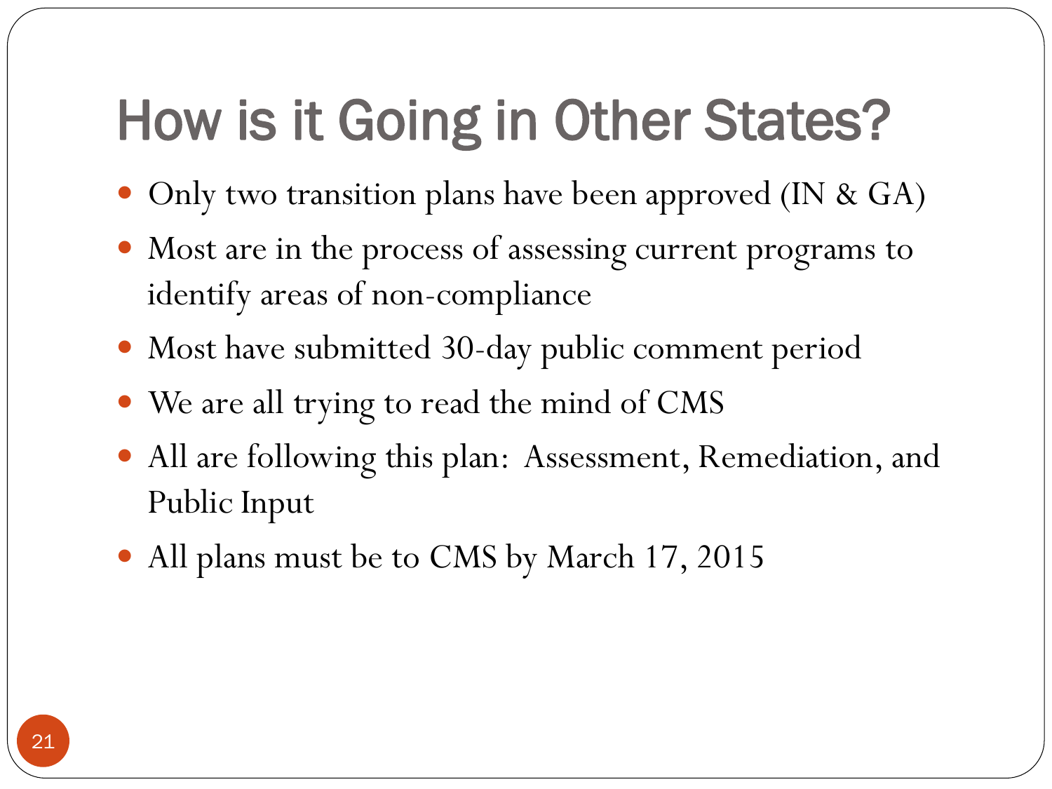# How is it Going in Other States?

- Only two transition plans have been approved (IN & GA)
- Most are in the process of assessing current programs to identify areas of non-compliance
- Most have submitted 30-day public comment period
- We are all trying to read the mind of CMS
- All are following this plan: Assessment, Remediation, and Public Input
- All plans must be to CMS by March 17, 2015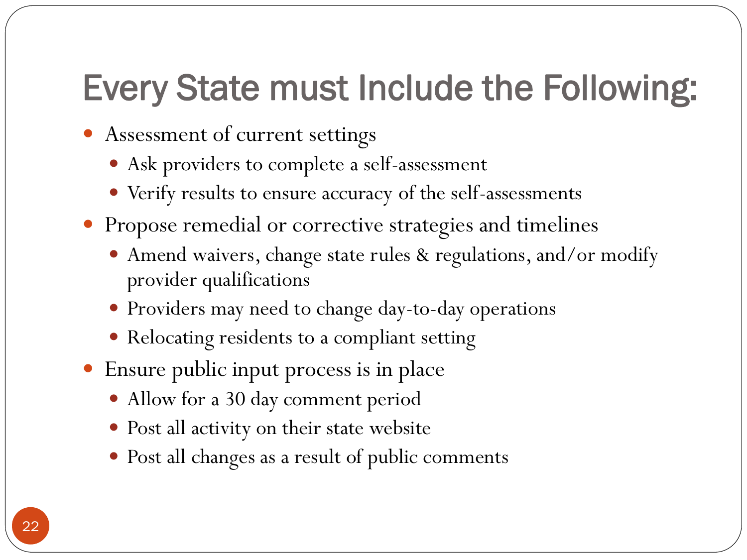# Every State must Include the Following:

- Assessment of current settings
  - Ask providers to complete a self-assessment
  - Verify results to ensure accuracy of the self-assessments
- Propose remedial or corrective strategies and timelines
  - Amend waivers, change state rules & regulations, and/or modify provider qualifications
  - Providers may need to change day-to-day operations
  - Relocating residents to a compliant setting
- Ensure public input process is in place
  - Allow for a 30 day comment period
  - Post all activity on their state website
  - Post all changes as a result of public comments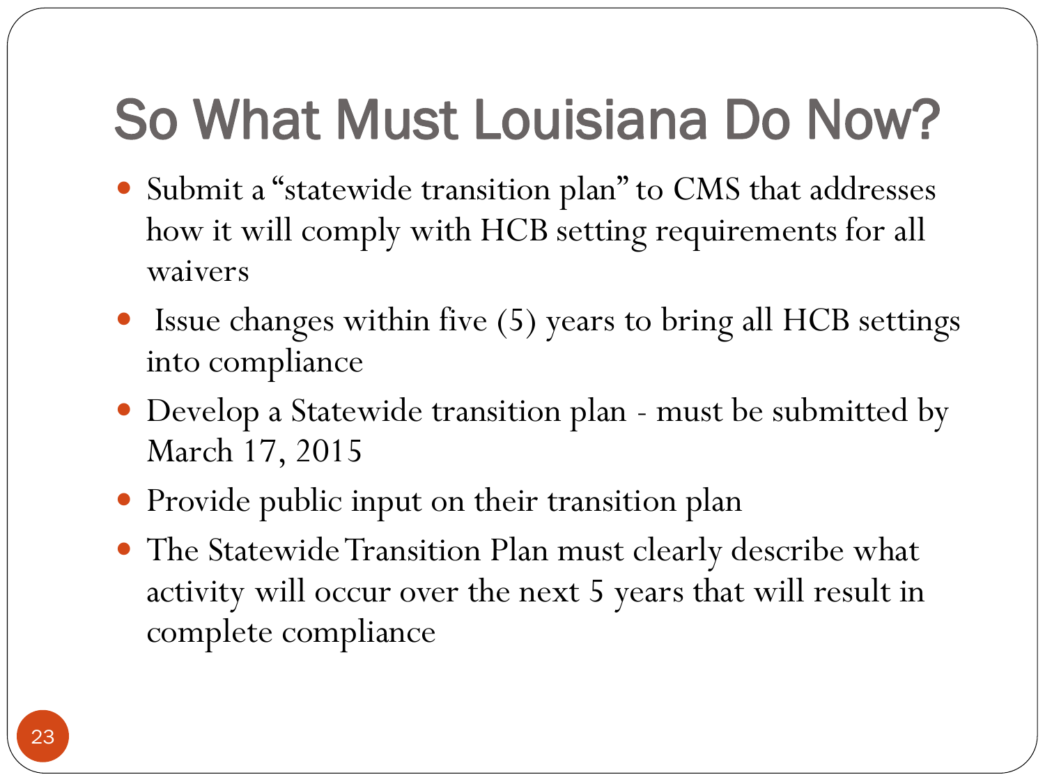# So What Must Louisiana Do Now?

- Submit a "statewide transition plan" to CMS that addresses how it will comply with HCB setting requirements for all waivers
- Issue changes within five (5) years to bring all HCB settings into compliance
- Develop a Statewide transition plan - must be submitted by March 17, 2015
- Provide public input on their transition plan
- The Statewide Transition Plan must clearly describe what activity will occur over the next 5 years that will result in complete compliance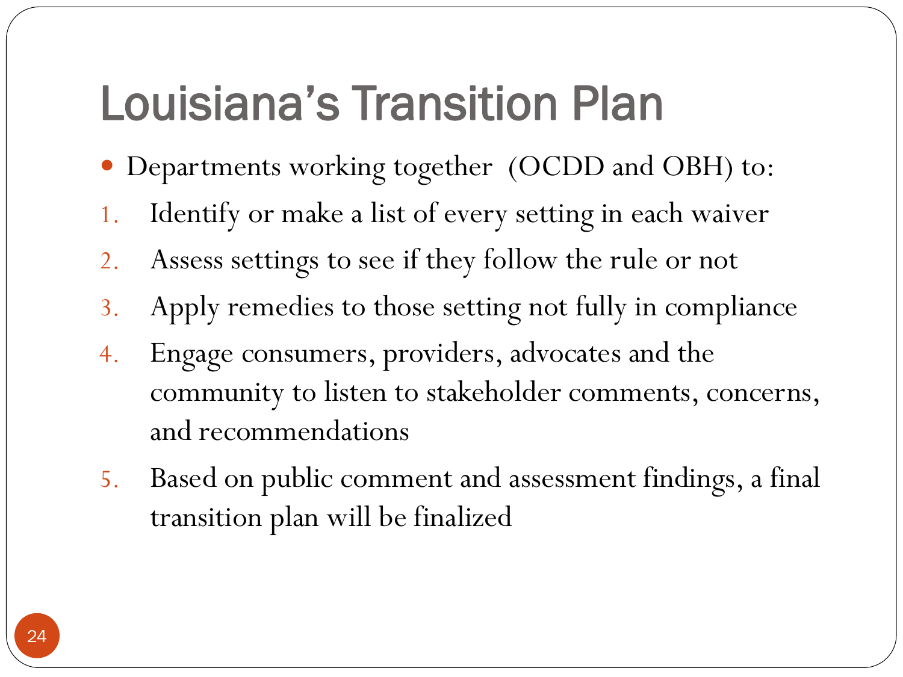# Louisiana's Transition Plan

- Departments working together (OCDD and OBH) to:

1. Identify or make a list of every setting in each waiver
2. Assess settings to see if they follow the rule or not
3. Apply remedies to those setting not fully in compliance
4. Engage consumers, providers, advocates and the community to listen to stakeholder comments, concerns, and recommendations
5. Based on public comment and assessment findings, a final transition plan will be finalized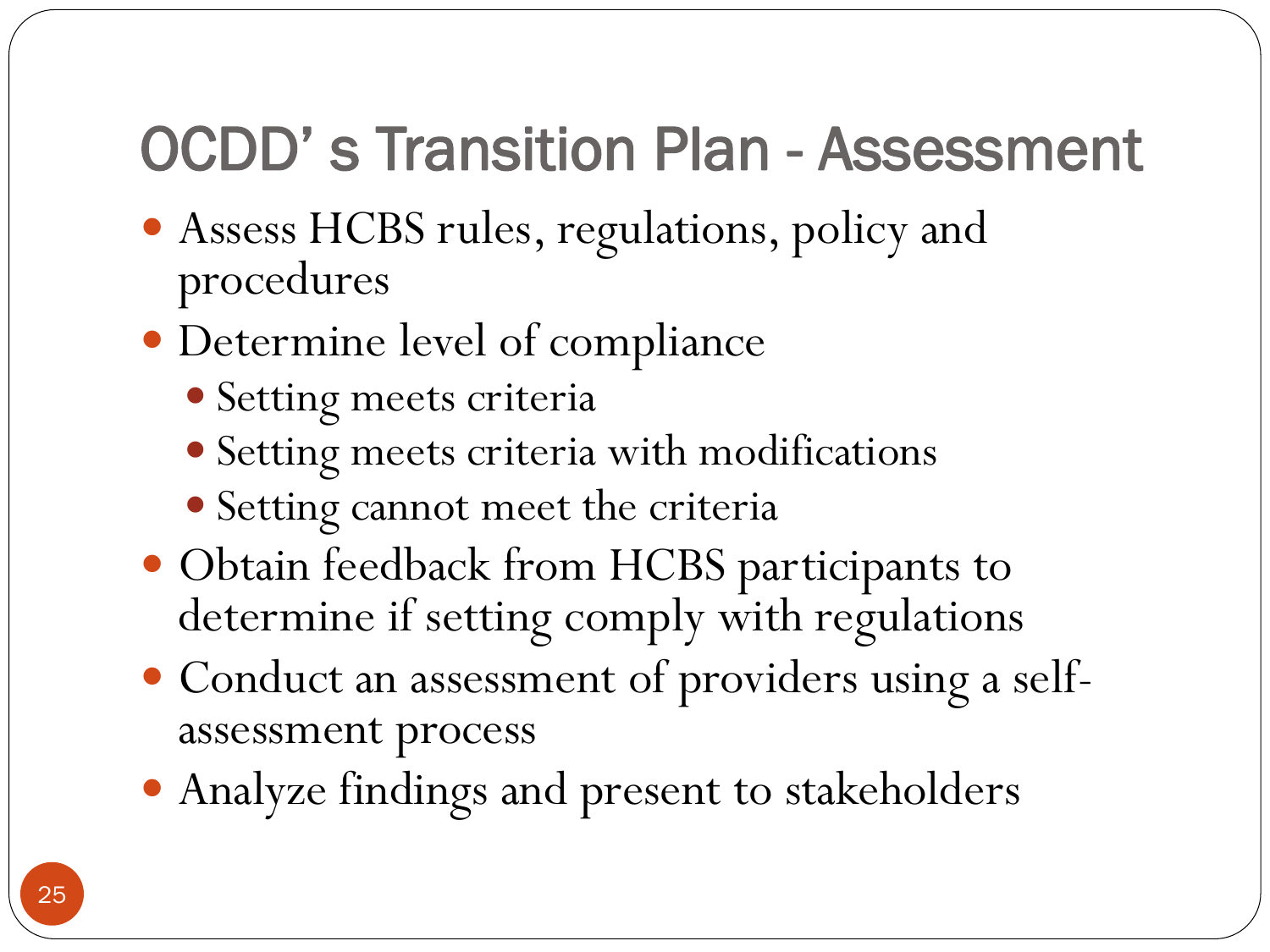# OCDD' s Transition Plan - Assessment

- Assess HCBS rules, regulations, policy and procedures
- Determine level of compliance
  - Setting meets criteria
  - Setting meets criteria with modifications
  - Setting cannot meet the criteria
- Obtain feedback from HCBS participants to determine if setting comply with regulations
- Conduct an assessment of providers using a self-assessment process
- Analyze findings and present to stakeholders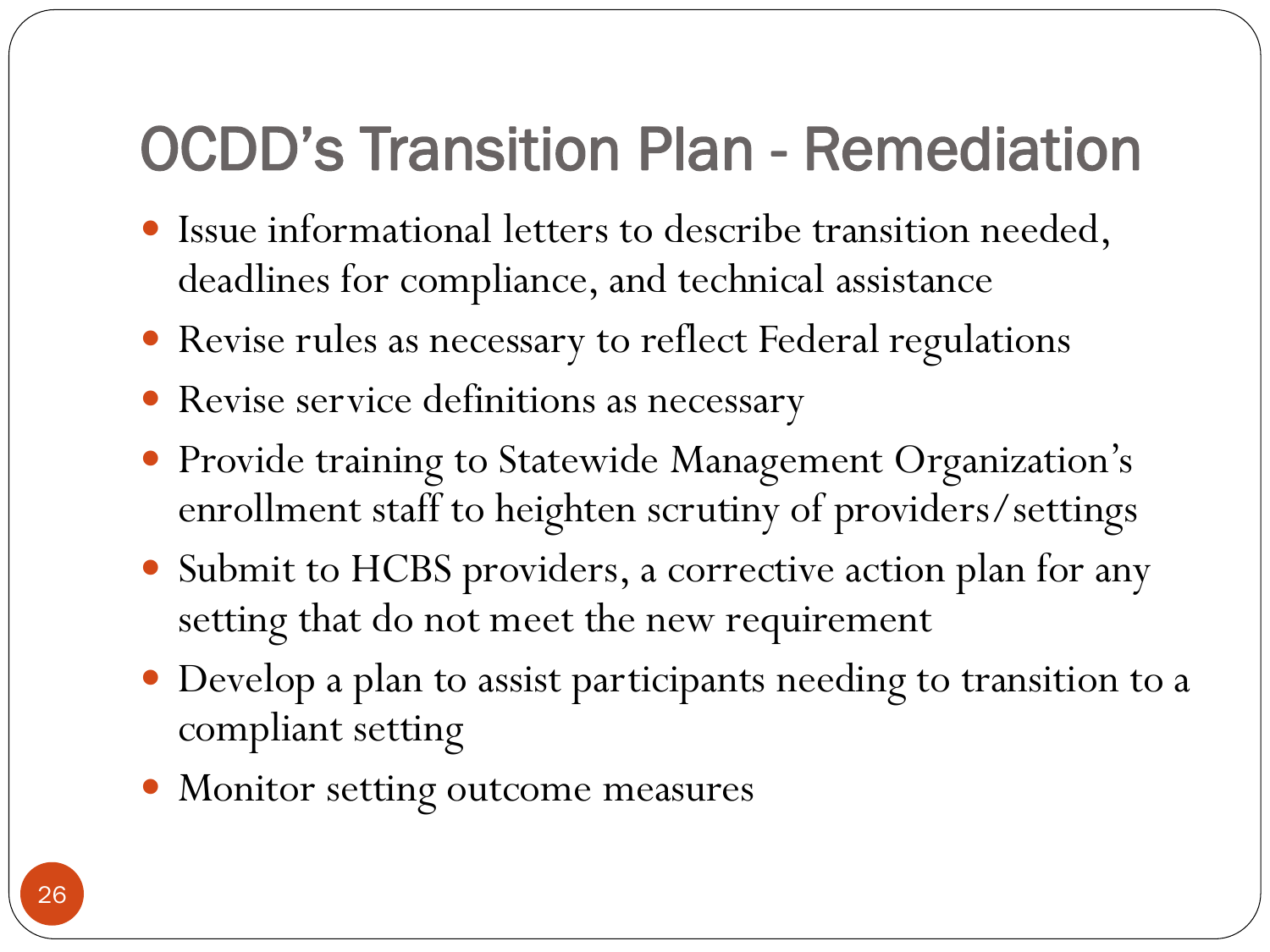# OCDD’s Transition Plan - Remediation

- Issue informational letters to describe transition needed, deadlines for compliance, and technical assistance
- Revise rules as necessary to reflect Federal regulations
- Revise service definitions as necessary
- Provide training to Statewide Management Organization’s enrollment staff to heighten scrutiny of providers/settings
- Submit to HCBS providers, a corrective action plan for any setting that do not meet the new requirement
- Develop a plan to assist participants needing to transition to a compliant setting
- Monitor setting outcome measures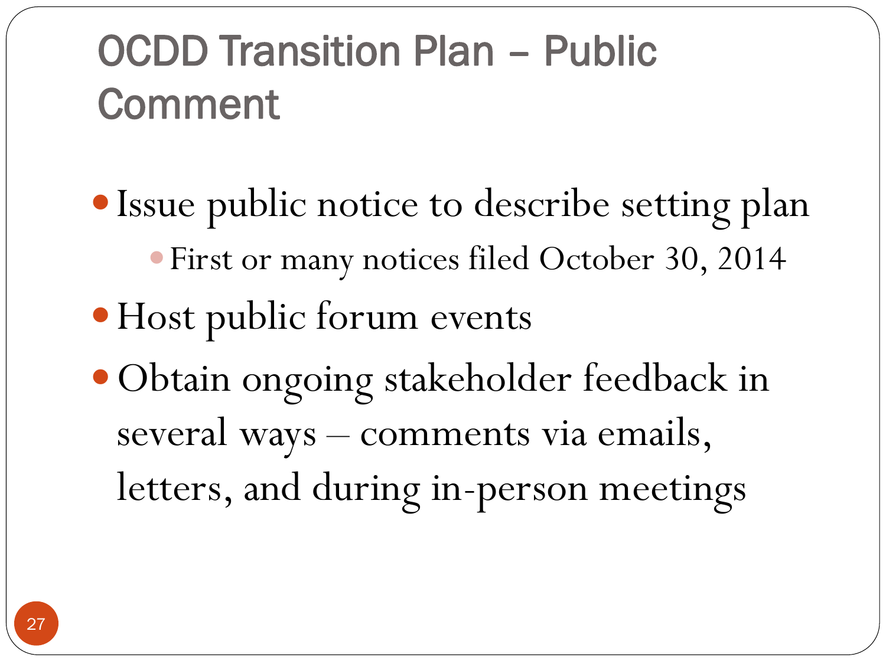# OCDD Transition Plan – Public Comment

- Issue public notice to describe setting plan
  - First or many notices filed October 30, 2014
- Host public forum events
- Obtain ongoing stakeholder feedback in several ways – comments via emails, letters, and during in-person meetings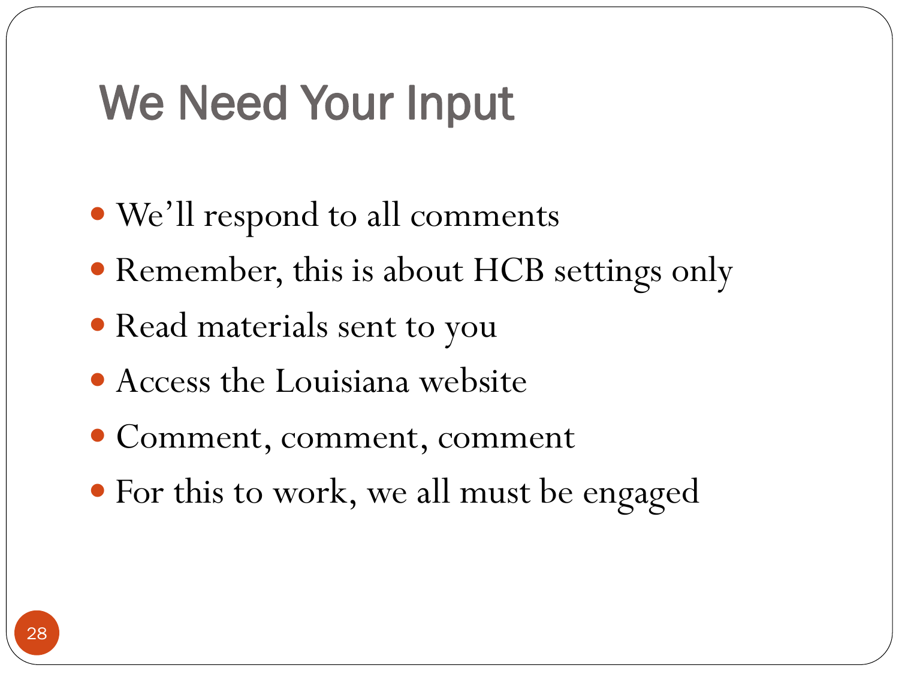# We Need Your Input

- We'll respond to all comments
- Remember, this is about HCB settings only
- Read materials sent to you
- Access the Louisiana website
- Comment, comment, comment
- For this to work, we all must be engaged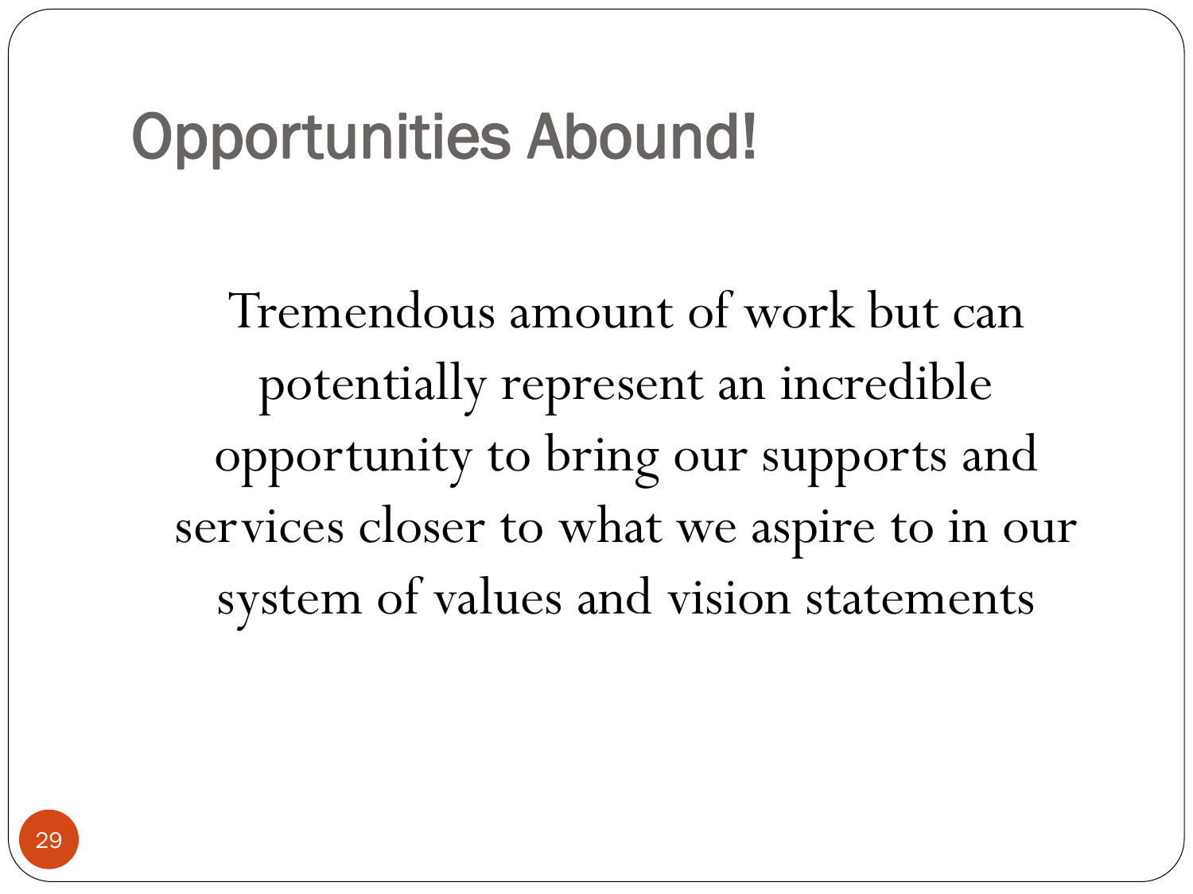# Opportunities Abound!

Tremendous amount of work but can potentially represent an incredible opportunity to bring our supports and services closer to what we aspire to in our system of values and vision statements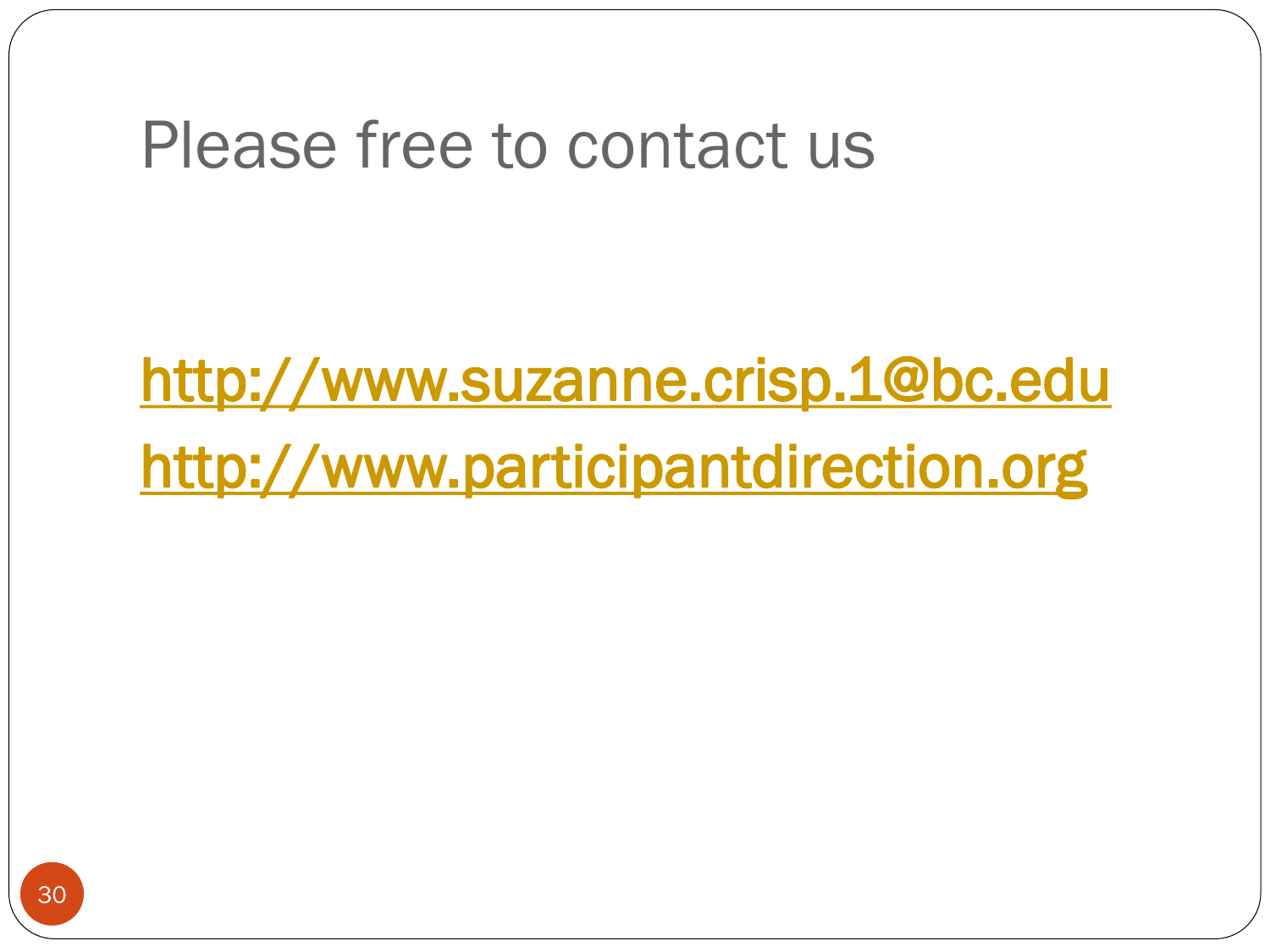# Please free to contact us

http://www.suzanne.crisp.1@bc.edu

http://www.participantdirection.org